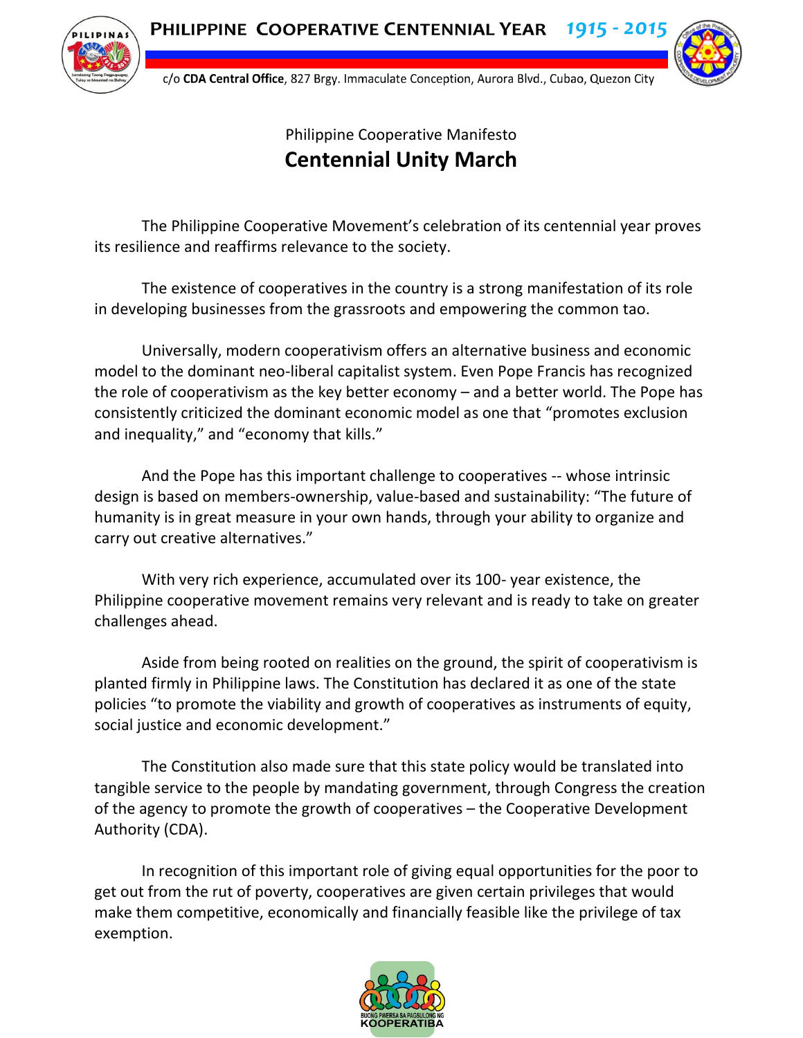Philippine Cooperative Manifesto

# Centennial Unity March

The Philippine Cooperative Movement's celebration of its centennial year proves its resilience and reaffirms relevance to the society.

The existence of cooperatives in the country is a strong manifestation of its role in developing businesses from the grassroots and empowering the common tao.

Universally, modern cooperativism offers an alternative business and economic model to the dominant neo-liberal capitalist system. Even Pope Francis has recognized the role of cooperativism as the key better economy – and a better world. The Pope has consistently criticized the dominant economic model as one that "promotes exclusion and inequality," and "economy that kills."

And the Pope has this important challenge to cooperatives -- whose intrinsic design is based on members-ownership, value-based and sustainability: "The future of humanity is in great measure in your own hands, through your ability to organize and carry out creative alternatives."

With very rich experience, accumulated over its 100- year existence, the Philippine cooperative movement remains very relevant and is ready to take on greater challenges ahead.

Aside from being rooted on realities on the ground, the spirit of cooperativism is planted firmly in Philippine laws. The Constitution has declared it as one of the state policies "to promote the viability and growth of cooperatives as instruments of equity, social justice and economic development."

The Constitution also made sure that this state policy would be translated into tangible service to the people by mandating government, through Congress the creation of the agency to promote the growth of cooperatives – the Cooperative Development Authority (CDA).

In recognition of this important role of giving equal opportunities for the poor to get out from the rut of poverty, cooperatives are given certain privileges that would make them competitive, economically and financially feasible like the privilege of tax exemption.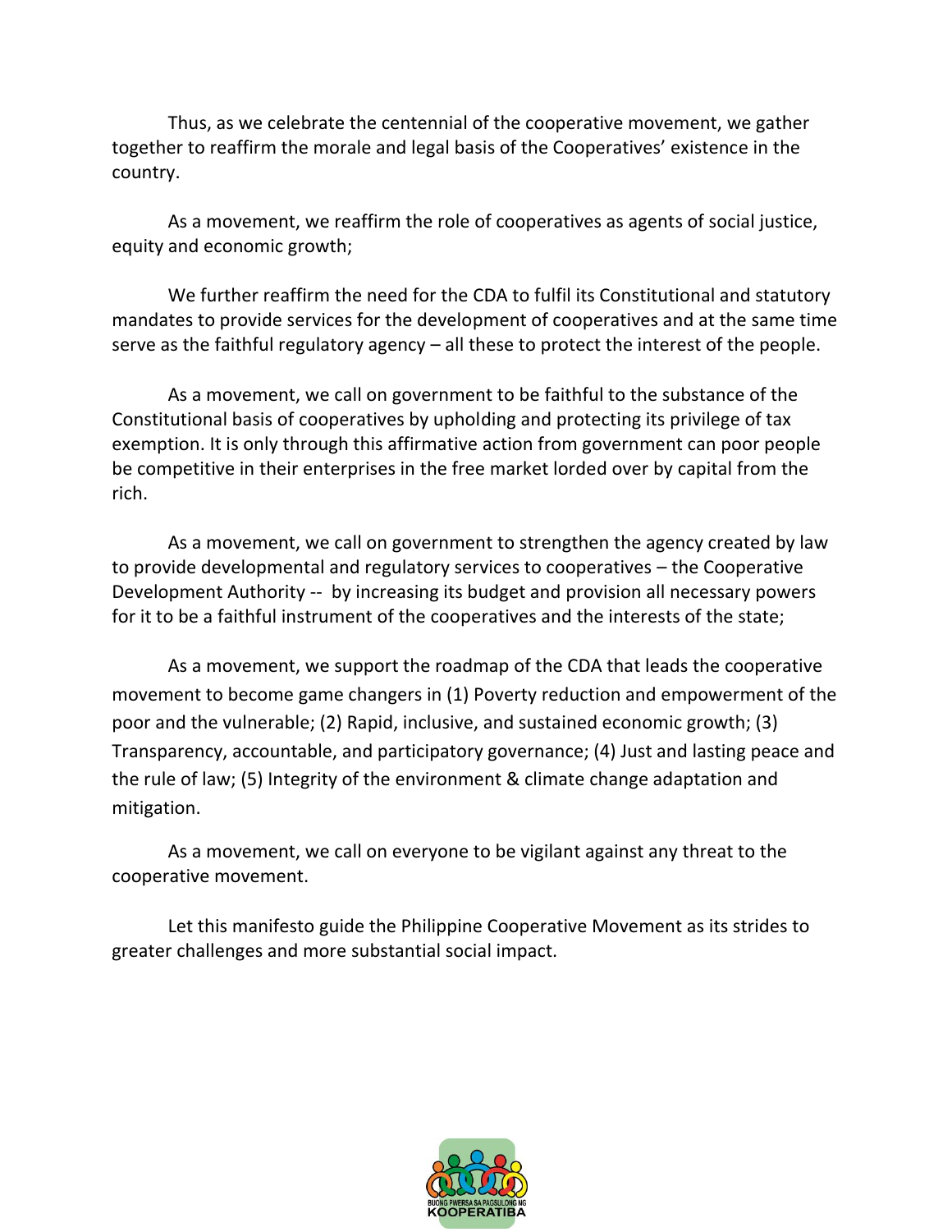Thus, as we celebrate the centennial of the cooperative movement, we gather together to reaffirm the morale and legal basis of the Cooperatives' existence in the country.

As a movement, we reaffirm the role of cooperatives as agents of social justice, equity and economic growth;

We further reaffirm the need for the CDA to fulfil its Constitutional and statutory mandates to provide services for the development of cooperatives and at the same time serve as the faithful regulatory agency – all these to protect the interest of the people.

As a movement, we call on government to be faithful to the substance of the Constitutional basis of cooperatives by upholding and protecting its privilege of tax exemption. It is only through this affirmative action from government can poor people be competitive in their enterprises in the free market lorded over by capital from the rich.

As a movement, we call on government to strengthen the agency created by law to provide developmental and regulatory services to cooperatives – the Cooperative Development Authority -- by increasing its budget and provision all necessary powers for it to be a faithful instrument of the cooperatives and the interests of the state;

As a movement, we support the roadmap of the CDA that leads the cooperative movement to become game changers in (1) Poverty reduction and empowerment of the poor and the vulnerable; (2) Rapid, inclusive, and sustained economic growth; (3) Transparency, accountable, and participatory governance; (4) Just and lasting peace and the rule of law; (5) Integrity of the environment & climate change adaptation and mitigation.

As a movement, we call on everyone to be vigilant against any threat to the cooperative movement.

Let this manifesto guide the Philippine Cooperative Movement as its strides to greater challenges and more substantial social impact.

BUONG PWERSA SA PAGSULONG NG KOOPERATIBA